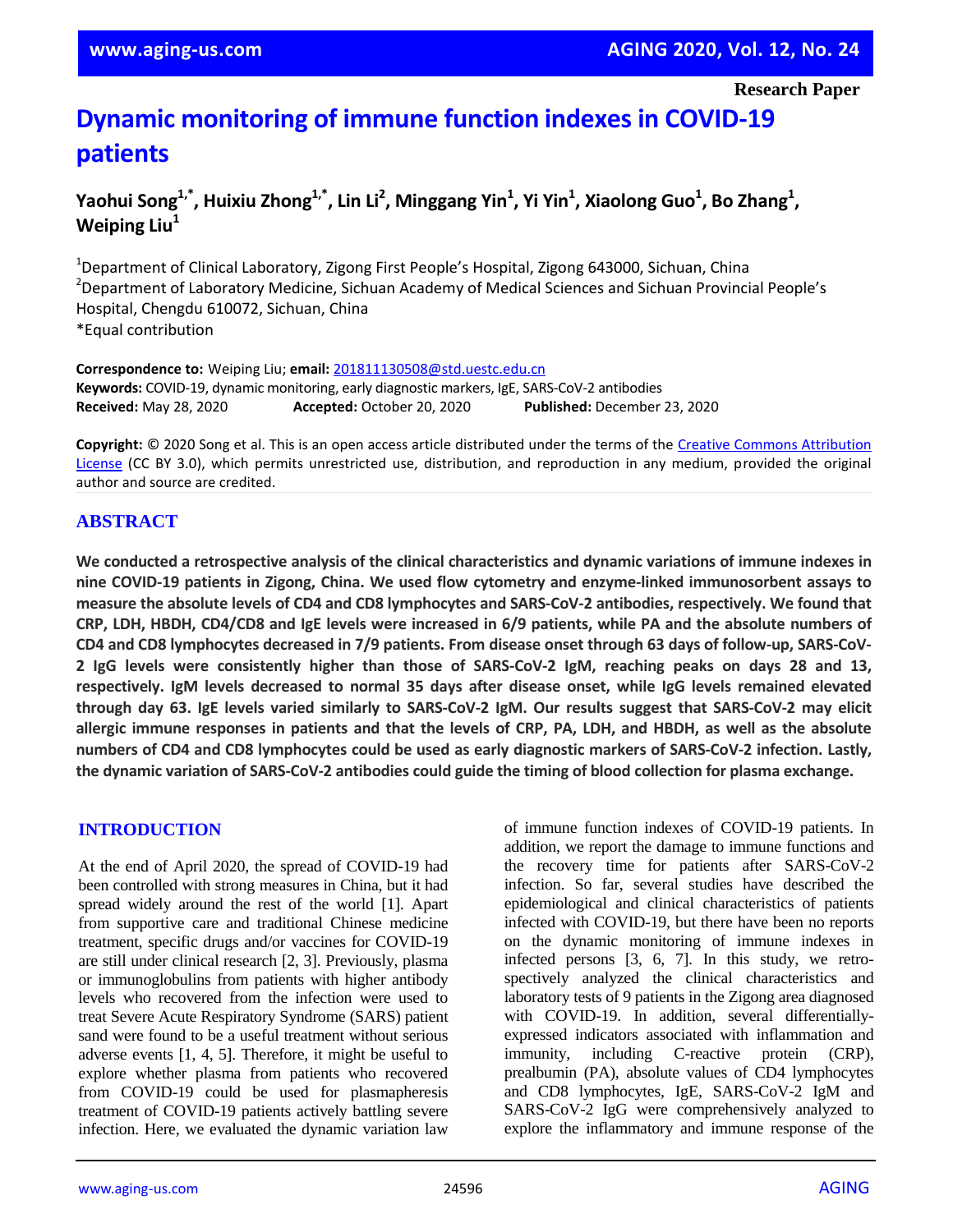Research Paper

# Dynamic monitoring of immune function indexes in COVID-19 patients

**Yaohui Song[1,*], Huixiu Zhong[1,*], Lin Li[2], Minggang Yin[1], Yi Yin[1], Xiaolong Guo[1], Bo Zhang[1], Weiping Liu[1]**

[1]Department of Clinical Laboratory, Zigong First People's Hospital, Zigong 643000, Sichuan, China
[2]Department of Laboratory Medicine, Sichuan Academy of Medical Sciences and Sichuan Provincial People's Hospital, Chengdu 610072, Sichuan, China
*Equal contribution

**Correspondence to:** Weiping Liu; **email:** 201811130508@std.uestc.edu.cn
**Keywords:** COVID-19, dynamic monitoring, early diagnostic markers, IgE, SARS-CoV-2 antibodies
**Received:** May 28, 2020 **Accepted:** October 20, 2020 **Published:** December 23, 2020

**Copyright:** © 2020 Song et al. This is an open access article distributed under the terms of the Creative Commons Attribution License (CC BY 3.0), which permits unrestricted use, distribution, and reproduction in any medium, provided the original author and source are credited.

## ABSTRACT

**We conducted a retrospective analysis of the clinical characteristics and dynamic variations of immune indexes in nine COVID-19 patients in Zigong, China. We used flow cytometry and enzyme-linked immunosorbent assays to measure the absolute levels of CD4 and CD8 lymphocytes and SARS-CoV-2 antibodies, respectively. We found that CRP, LDH, HBDH, CD4/CD8 and IgE levels were increased in 6/9 patients, while PA and the absolute numbers of CD4 and CD8 lymphocytes decreased in 7/9 patients. From disease onset through 63 days of follow-up, SARS-CoV-2 IgG levels were consistently higher than those of SARS-CoV-2 IgM, reaching peaks on days 28 and 13, respectively. IgM levels decreased to normal 35 days after disease onset, while IgG levels remained elevated through day 63. IgE levels varied similarly to SARS-CoV-2 IgM. Our results suggest that SARS-CoV-2 may elicit allergic immune responses in patients and that the levels of CRP, PA, LDH, and HBDH, as well as the absolute numbers of CD4 and CD8 lymphocytes could be used as early diagnostic markers of SARS-CoV-2 infection. Lastly, the dynamic variation of SARS-CoV-2 antibodies could guide the timing of blood collection for plasma exchange.**

## INTRODUCTION

At the end of April 2020, the spread of COVID-19 had been controlled with strong measures in China, but it had spread widely around the rest of the world [1]. Apart from supportive care and traditional Chinese medicine treatment, specific drugs and/or vaccines for COVID-19 are still under clinical research [2, 3]. Previously, plasma or immunoglobulins from patients with higher antibody levels who recovered from the infection were used to treat Severe Acute Respiratory Syndrome (SARS) patient sand were found to be a useful treatment without serious adverse events [1, 4, 5]. Therefore, it might be useful to explore whether plasma from patients who recovered from COVID-19 could be used for plasmapheresis treatment of COVID-19 patients actively battling severe infection. Here, we evaluated the dynamic variation law of immune function indexes of COVID-19 patients. In addition, we report the damage to immune functions and the recovery time for patients after SARS-CoV-2 infection. So far, several studies have described the epidemiological and clinical characteristics of patients infected with COVID-19, but there have been no reports on the dynamic monitoring of immune indexes in infected persons [3, 6, 7]. In this study, we retrospectively analyzed the clinical characteristics and laboratory tests of 9 patients in the Zigong area diagnosed with COVID-19. In addition, several differentially-expressed indicators associated with inflammation and immunity, including C-reactive protein (CRP), prealbumin (PA), absolute values of CD4 lymphocytes and CD8 lymphocytes, IgE, SARS-CoV-2 IgM and SARS-CoV-2 IgG were comprehensively analyzed to explore the inflammatory and immune response of the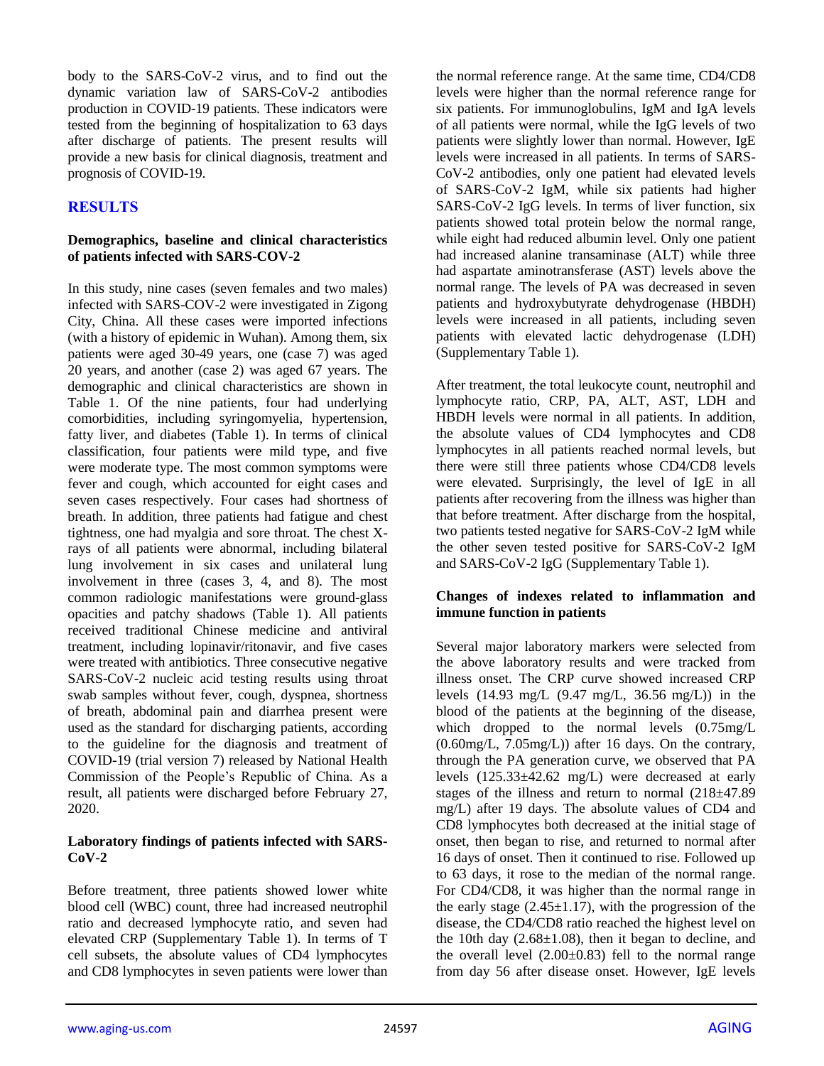body to the SARS-CoV-2 virus, and to find out the dynamic variation law of SARS-CoV-2 antibodies production in COVID-19 patients. These indicators were tested from the beginning of hospitalization to 63 days after discharge of patients. The present results will provide a new basis for clinical diagnosis, treatment and prognosis of COVID-19.

## RESULTS

### Demographics, baseline and clinical characteristics of patients infected with SARS-COV-2

In this study, nine cases (seven females and two males) infected with SARS-COV-2 were investigated in Zigong City, China. All these cases were imported infections (with a history of epidemic in Wuhan). Among them, six patients were aged 30-49 years, one (case 7) was aged 20 years, and another (case 2) was aged 67 years. The demographic and clinical characteristics are shown in Table 1. Of the nine patients, four had underlying comorbidities, including syringomyelia, hypertension, fatty liver, and diabetes (Table 1). In terms of clinical classification, four patients were mild type, and five were moderate type. The most common symptoms were fever and cough, which accounted for eight cases and seven cases respectively. Four cases had shortness of breath. In addition, three patients had fatigue and chest tightness, one had myalgia and sore throat. The chest X-rays of all patients were abnormal, including bilateral lung involvement in six cases and unilateral lung involvement in three (cases 3, 4, and 8). The most common radiologic manifestations were ground-glass opacities and patchy shadows (Table 1). All patients received traditional Chinese medicine and antiviral treatment, including lopinavir/ritonavir, and five cases were treated with antibiotics. Three consecutive negative SARS-CoV-2 nucleic acid testing results using throat swab samples without fever, cough, dyspnea, shortness of breath, abdominal pain and diarrhea present were used as the standard for discharging patients, according to the guideline for the diagnosis and treatment of COVID-19 (trial version 7) released by National Health Commission of the People's Republic of China. As a result, all patients were discharged before February 27, 2020.

### Laboratory findings of patients infected with SARS-CoV-2

Before treatment, three patients showed lower white blood cell (WBC) count, three had increased neutrophil ratio and decreased lymphocyte ratio, and seven had elevated CRP (Supplementary Table 1). In terms of T cell subsets, the absolute values of CD4 lymphocytes and CD8 lymphocytes in seven patients were lower than the normal reference range. At the same time, CD4/CD8 levels were higher than the normal reference range for six patients. For immunoglobulins, IgM and IgA levels of all patients were normal, while the IgG levels of two patients were slightly lower than normal. However, IgE levels were increased in all patients. In terms of SARS-CoV-2 antibodies, only one patient had elevated levels of SARS-CoV-2 IgM, while six patients had higher SARS-CoV-2 IgG levels. In terms of liver function, six patients showed total protein below the normal range, while eight had reduced albumin level. Only one patient had increased alanine transaminase (ALT) while three had aspartate aminotransferase (AST) levels above the normal range. The levels of PA was decreased in seven patients and hydroxybutyrate dehydrogenase (HBDH) levels were increased in all patients, including seven patients with elevated lactic dehydrogenase (LDH) (Supplementary Table 1).

After treatment, the total leukocyte count, neutrophil and lymphocyte ratio, CRP, PA, ALT, AST, LDH and HBDH levels were normal in all patients. In addition, the absolute values of CD4 lymphocytes and CD8 lymphocytes in all patients reached normal levels, but there were still three patients whose CD4/CD8 levels were elevated. Surprisingly, the level of IgE in all patients after recovering from the illness was higher than that before treatment. After discharge from the hospital, two patients tested negative for SARS-CoV-2 IgM while the other seven tested positive for SARS-CoV-2 IgM and SARS-CoV-2 IgG (Supplementary Table 1).

### Changes of indexes related to inflammation and immune function in patients

Several major laboratory markers were selected from the above laboratory results and were tracked from illness onset. The CRP curve showed increased CRP levels (14.93 mg/L (9.47 mg/L, 36.56 mg/L)) in the blood of the patients at the beginning of the disease, which dropped to the normal levels (0.75mg/L (0.60mg/L, 7.05mg/L)) after 16 days. On the contrary, through the PA generation curve, we observed that PA levels ($125.33 \pm 42.62$ mg/L) were decreased at early stages of the illness and return to normal ($218 \pm 47.89$ mg/L) after 19 days. The absolute values of CD4 and CD8 lymphocytes both decreased at the initial stage of onset, then began to rise, and returned to normal after 16 days of onset. Then it continued to rise. Followed up to 63 days, it rose to the median of the normal range. For CD4/CD8, it was higher than the normal range in the early stage ($2.45 \pm 1.17$), with the progression of the disease, the CD4/CD8 ratio reached the highest level on the 10th day ($2.68 \pm 1.08$), then it began to decline, and the overall level ($2.00 \pm 0.83$) fell to the normal range from day 56 after disease onset. However, IgE levels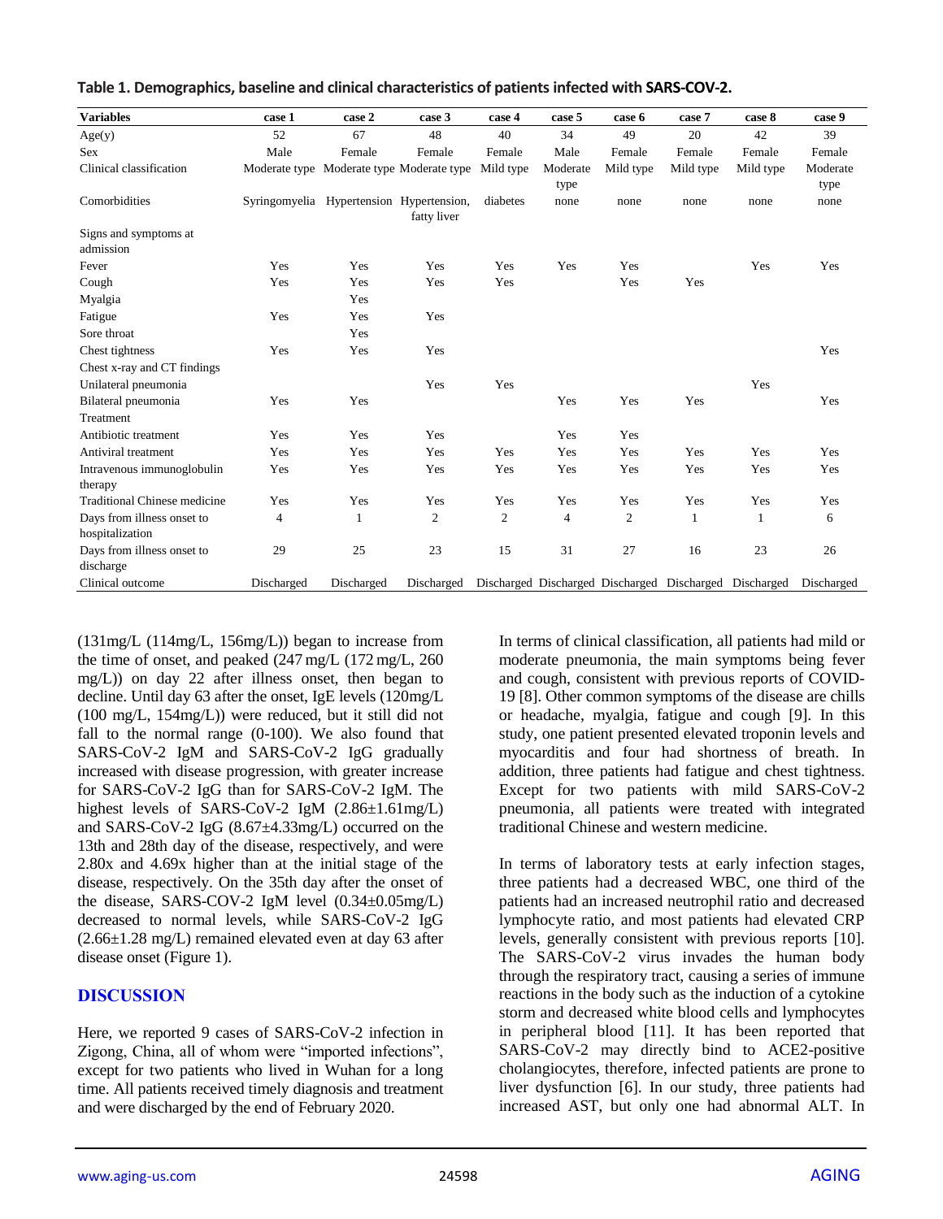**Table 1. Demographics, baseline and clinical characteristics of patients infected with SARS-COV-2.**

| Variables | case 1 | case 2 | case 3 | case 4 | case 5 | case 6 | case 7 | case 8 | case 9 |
|---|---|---|---|---|---|---|---|---|---|
| Age(y) | 52 | 67 | 48 | 40 | 34 | 49 | 20 | 42 | 39 |
| Sex | Male | Female | Female | Female | Male | Female | Female | Female | Female |
| Clinical classification | Moderate type | Moderate type | Moderate type | Mild type | Moderate type | Mild type | Mild type | Mild type | Moderate type |
| Comorbidities | Syringomyelia | Hypertension | Hypertension, fatty liver | diabetes | none | none | none | none | none |
| Signs and symptoms at admission | | | | | | | | | |
| Fever | Yes | Yes | Yes | Yes | Yes | Yes | | Yes | Yes |
| Cough | Yes | Yes | Yes | Yes | | Yes | Yes | | |
| Myalgia | | Yes | | | | | | | |
| Fatigue | Yes | Yes | Yes | | | | | | |
| Sore throat | | Yes | | | | | | | |
| Chest tightness | Yes | Yes | Yes | | | | | | Yes |
| Chest x-ray and CT findings | | | | | | | | | |
| Unilateral pneumonia | | | Yes | Yes | | | | Yes | |
| Bilateral pneumonia | Yes | Yes | | | Yes | Yes | Yes | | Yes |
| Treatment | | | | | | | | | |
| Antibiotic treatment | Yes | Yes | Yes | | Yes | Yes | | | |
| Antiviral treatment | Yes | Yes | Yes | Yes | Yes | Yes | Yes | Yes | Yes |
| Intravenous immunoglobulin therapy | Yes | Yes | Yes | Yes | Yes | Yes | Yes | Yes | Yes |
| Traditional Chinese medicine | Yes | Yes | Yes | Yes | Yes | Yes | Yes | Yes | Yes |
| Days from illness onset to hospitalization | 4 | 1 | 2 | 2 | 4 | 2 | 1 | 1 | 6 |
| Days from illness onset to discharge | 29 | 25 | 23 | 15 | 31 | 27 | 16 | 23 | 26 |
| Clinical outcome | Discharged | Discharged | Discharged | Discharged | Discharged | Discharged | Discharged | Discharged | Discharged |

(131mg/L (114mg/L, 156mg/L)) began to increase from the time of onset, and peaked (247 mg/L (172 mg/L, 260 mg/L)) on day 22 after illness onset, then began to decline. Until day 63 after the onset, IgE levels (120mg/L (100 mg/L, 154mg/L)) were reduced, but it still did not fall to the normal range (0-100). We also found that SARS-CoV-2 IgM and SARS-CoV-2 IgG gradually increased with disease progression, with greater increase for SARS-CoV-2 IgG than for SARS-CoV-2 IgM. The highest levels of SARS-CoV-2 IgM (2.86±1.61mg/L) and SARS-CoV-2 IgG (8.67±4.33mg/L) occurred on the 13th and 28th day of the disease, respectively, and were 2.80x and 4.69x higher than at the initial stage of the disease, respectively. On the 35th day after the onset of the disease, SARS-COV-2 IgM level (0.34±0.05mg/L) decreased to normal levels, while SARS-CoV-2 IgG (2.66±1.28 mg/L) remained elevated even at day 63 after disease onset (Figure 1).

## DISCUSSION

Here, we reported 9 cases of SARS-CoV-2 infection in Zigong, China, all of whom were "imported infections", except for two patients who lived in Wuhan for a long time. All patients received timely diagnosis and treatment and were discharged by the end of February 2020.

In terms of clinical classification, all patients had mild or moderate pneumonia, the main symptoms being fever and cough, consistent with previous reports of COVID-19 [8]. Other common symptoms of the disease are chills or headache, myalgia, fatigue and cough [9]. In this study, one patient presented elevated troponin levels and myocarditis and four had shortness of breath. In addition, three patients had fatigue and chest tightness. Except for two patients with mild SARS-CoV-2 pneumonia, all patients were treated with integrated traditional Chinese and western medicine.

In terms of laboratory tests at early infection stages, three patients had a decreased WBC, one third of the patients had an increased neutrophil ratio and decreased lymphocyte ratio, and most patients had elevated CRP levels, generally consistent with previous reports [10]. The SARS-CoV-2 virus invades the human body through the respiratory tract, causing a series of immune reactions in the body such as the induction of a cytokine storm and decreased white blood cells and lymphocytes in peripheral blood [11]. It has been reported that SARS-CoV-2 may directly bind to ACE2-positive cholangiocytes, therefore, infected patients are prone to liver dysfunction [6]. In our study, three patients had increased AST, but only one had abnormal ALT. In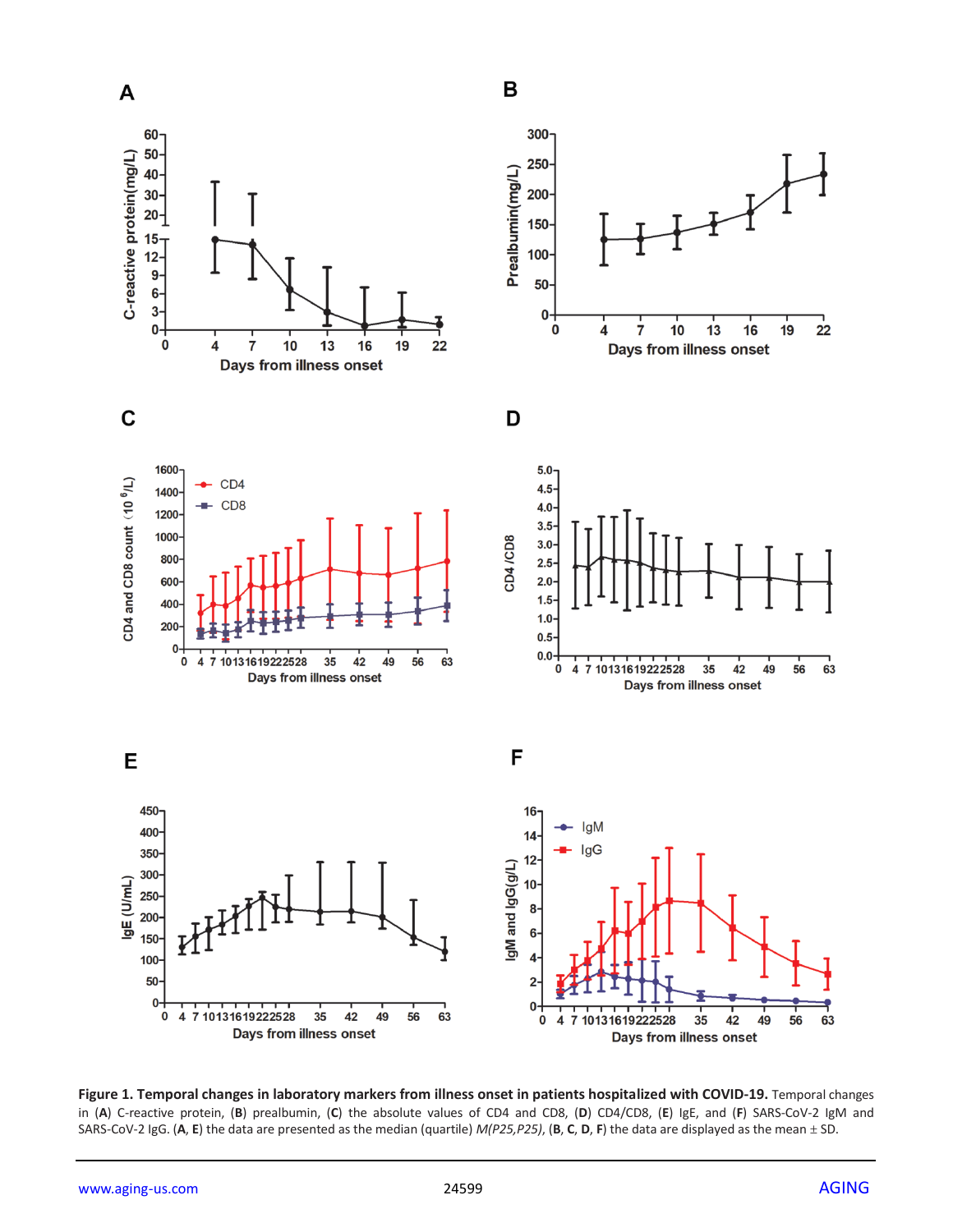**Figure 1. Temporal changes in laboratory markers from illness onset in patients hospitalized with COVID-19.** Temporal changes in (**A**) C-reactive protein, (**B**) prealbumin, (**C**) the absolute values of CD4 and CD8, (**D**) CD4/CD8, (**E**) IgE, and (**F**) SARS-CoV-2 IgM and SARS-CoV-2 IgG. (**A**, **E**) the data are presented as the median (quartile) *M(P25,P25)*, (**B**, **C**, **D**, **F**) the data are displayed as the mean ± SD.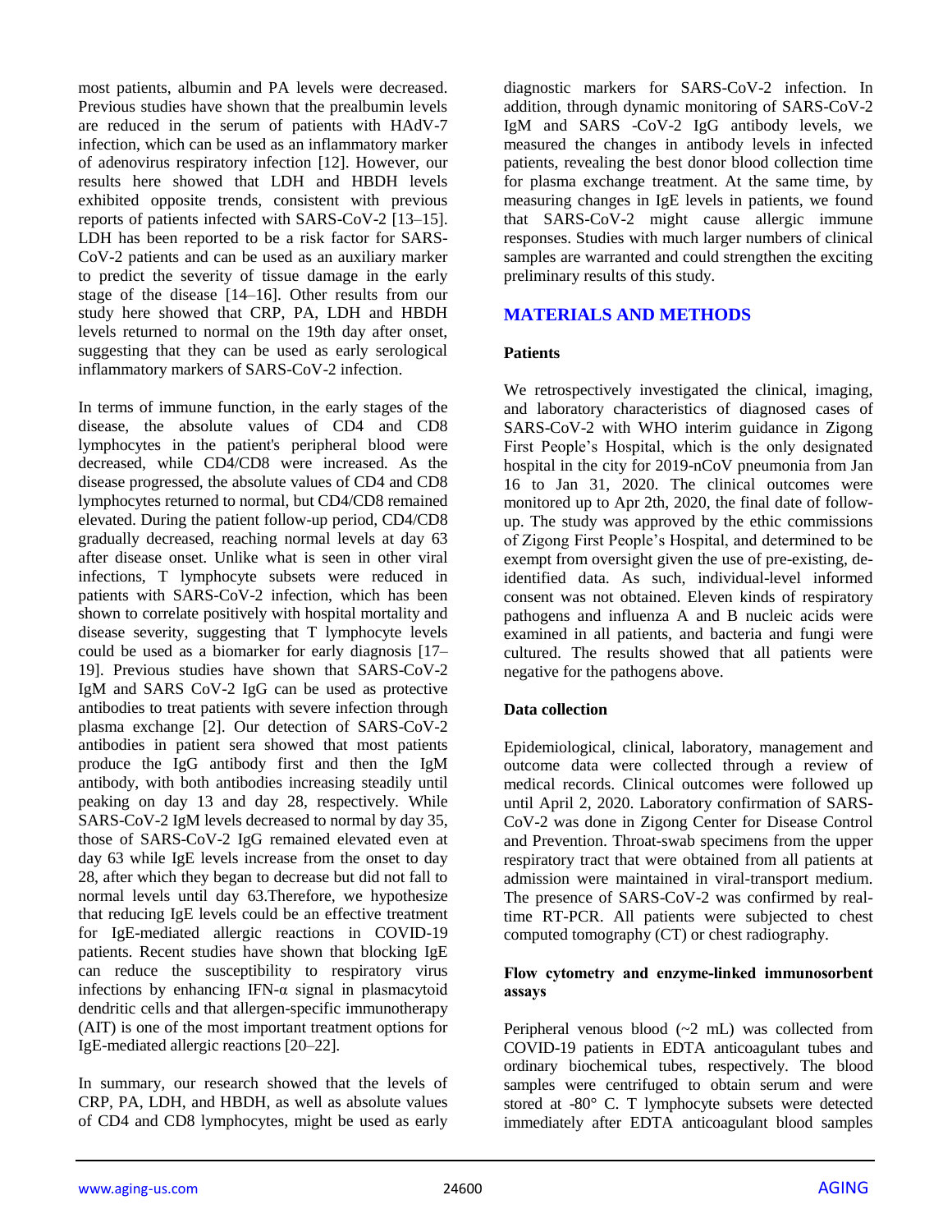most patients, albumin and PA levels were decreased. Previous studies have shown that the prealbumin levels are reduced in the serum of patients with HAdV-7 infection, which can be used as an inflammatory marker of adenovirus respiratory infection [12]. However, our results here showed that LDH and HBDH levels exhibited opposite trends, consistent with previous reports of patients infected with SARS-CoV-2 [13–15]. LDH has been reported to be a risk factor for SARS-CoV-2 patients and can be used as an auxiliary marker to predict the severity of tissue damage in the early stage of the disease [14–16]. Other results from our study here showed that CRP, PA, LDH and HBDH levels returned to normal on the 19th day after onset, suggesting that they can be used as early serological inflammatory markers of SARS-CoV-2 infection.

In terms of immune function, in the early stages of the disease, the absolute values of CD4 and CD8 lymphocytes in the patient's peripheral blood were decreased, while CD4/CD8 were increased. As the disease progressed, the absolute values of CD4 and CD8 lymphocytes returned to normal, but CD4/CD8 remained elevated. During the patient follow-up period, CD4/CD8 gradually decreased, reaching normal levels at day 63 after disease onset. Unlike what is seen in other viral infections, T lymphocyte subsets were reduced in patients with SARS-CoV-2 infection, which has been shown to correlate positively with hospital mortality and disease severity, suggesting that T lymphocyte levels could be used as a biomarker for early diagnosis [17–19]. Previous studies have shown that SARS-CoV-2 IgM and SARS CoV-2 IgG can be used as protective antibodies to treat patients with severe infection through plasma exchange [2]. Our detection of SARS-CoV-2 antibodies in patient sera showed that most patients produce the IgG antibody first and then the IgM antibody, with both antibodies increasing steadily until peaking on day 13 and day 28, respectively. While SARS-CoV-2 IgM levels decreased to normal by day 35, those of SARS-CoV-2 IgG remained elevated even at day 63 while IgE levels increase from the onset to day 28, after which they began to decrease but did not fall to normal levels until day 63.Therefore, we hypothesize that reducing IgE levels could be an effective treatment for IgE-mediated allergic reactions in COVID-19 patients. Recent studies have shown that blocking IgE can reduce the susceptibility to respiratory virus infections by enhancing IFN-α signal in plasmacytoid dendritic cells and that allergen-specific immunotherapy (AIT) is one of the most important treatment options for IgE-mediated allergic reactions [20–22].

In summary, our research showed that the levels of CRP, PA, LDH, and HBDH, as well as absolute values of CD4 and CD8 lymphocytes, might be used as early diagnostic markers for SARS-CoV-2 infection. In addition, through dynamic monitoring of SARS-CoV-2 IgM and SARS -CoV-2 IgG antibody levels, we measured the changes in antibody levels in infected patients, revealing the best donor blood collection time for plasma exchange treatment. At the same time, by measuring changes in IgE levels in patients, we found that SARS-CoV-2 might cause allergic immune responses. Studies with much larger numbers of clinical samples are warranted and could strengthen the exciting preliminary results of this study.

## MATERIALS AND METHODS

### Patients

We retrospectively investigated the clinical, imaging, and laboratory characteristics of diagnosed cases of SARS-CoV-2 with WHO interim guidance in Zigong First People's Hospital, which is the only designated hospital in the city for 2019-nCoV pneumonia from Jan 16 to Jan 31, 2020. The clinical outcomes were monitored up to Apr 2th, 2020, the final date of follow-up. The study was approved by the ethic commissions of Zigong First People's Hospital, and determined to be exempt from oversight given the use of pre-existing, de-identified data. As such, individual-level informed consent was not obtained. Eleven kinds of respiratory pathogens and influenza A and B nucleic acids were examined in all patients, and bacteria and fungi were cultured. The results showed that all patients were negative for the pathogens above.

### Data collection

Epidemiological, clinical, laboratory, management and outcome data were collected through a review of medical records. Clinical outcomes were followed up until April 2, 2020. Laboratory confirmation of SARS-CoV-2 was done in Zigong Center for Disease Control and Prevention. Throat-swab specimens from the upper respiratory tract that were obtained from all patients at admission were maintained in viral-transport medium. The presence of SARS-CoV-2 was confirmed by real-time RT-PCR. All patients were subjected to chest computed tomography (CT) or chest radiography.

### Flow cytometry and enzyme-linked immunosorbent assays

Peripheral venous blood (~2 mL) was collected from COVID-19 patients in EDTA anticoagulant tubes and ordinary biochemical tubes, respectively. The blood samples were centrifuged to obtain serum and were stored at -80° C. T lymphocyte subsets were detected immediately after EDTA anticoagulant blood samples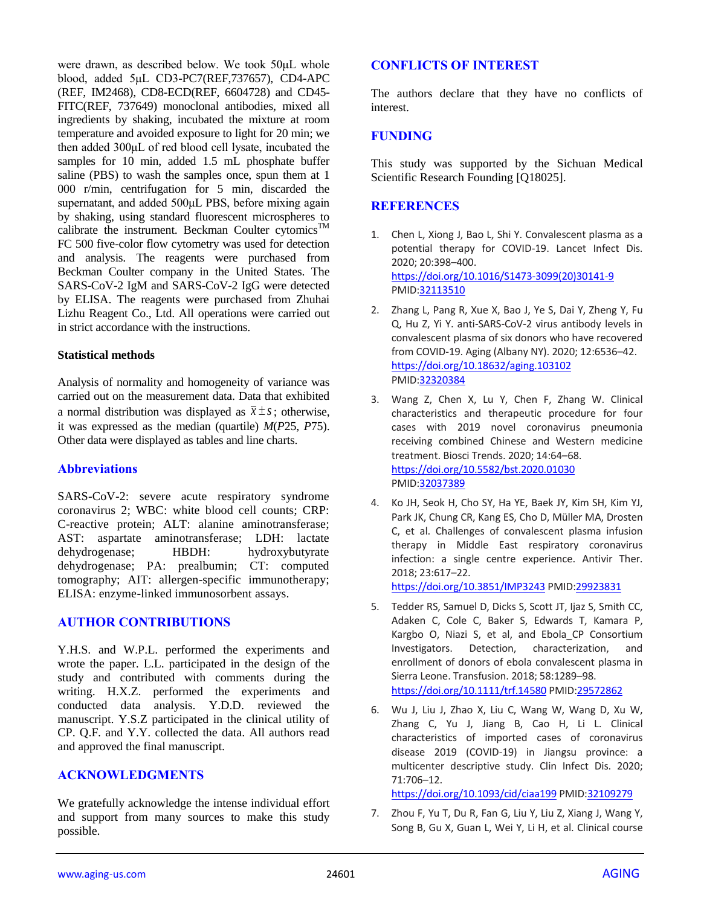were drawn, as described below. We took 50μL whole blood, added 5μL CD3-PC7(REF,737657), CD4-APC (REF, IM2468), CD8-ECD(REF, 6604728) and CD45-FITC(REF, 737649) monoclonal antibodies, mixed all ingredients by shaking, incubated the mixture at room temperature and avoided exposure to light for 20 min; we then added 300μL of red blood cell lysate, incubated the samples for 10 min, added 1.5 mL phosphate buffer saline (PBS) to wash the samples once, spun them at 1 000 r/min, centrifugation for 5 min, discarded the supernatant, and added 500μL PBS, before mixing again by shaking, using standard fluorescent microspheres to calibrate the instrument. Beckman Coulter cytomics™ FC 500 five-color flow cytometry was used for detection and analysis. The reagents were purchased from Beckman Coulter company in the United States. The SARS-CoV-2 IgM and SARS-CoV-2 IgG were detected by ELISA. The reagents were purchased from Zhuhai Lizhu Reagent Co., Ltd. All operations were carried out in strict accordance with the instructions.

### Statistical methods

Analysis of normality and homogeneity of variance was carried out on the measurement data. Data that exhibited a normal distribution was displayed as $\bar{x} \pm s$; otherwise, it was expressed as the median (quartile) *M*(*P*25, *P*75). Other data were displayed as tables and line charts.

### Abbreviations

SARS-CoV-2: severe acute respiratory syndrome coronavirus 2; WBC: white blood cell counts; CRP: C-reactive protein; ALT: alanine aminotransferase; AST: aspartate aminotransferase; LDH: lactate dehydrogenase; HBDH: hydroxybutyrate dehydrogenase; PA: prealbumin; CT: computed tomography; AIT: allergen-specific immunotherapy; ELISA: enzyme-linked immunosorbent assays.

## AUTHOR CONTRIBUTIONS

Y.H.S. and W.P.L. performed the experiments and wrote the paper. L.L. participated in the design of the study and contributed with comments during the writing. H.X.Z. performed the experiments and conducted data analysis. Y.D.D. reviewed the manuscript. Y.S.Z participated in the clinical utility of CP. Q.F. and Y.Y. collected the data. All authors read and approved the final manuscript.

## ACKNOWLEDGMENTS

We gratefully acknowledge the intense individual effort and support from many sources to make this study possible.

## CONFLICTS OF INTEREST

The authors declare that they have no conflicts of interest.

## FUNDING

This study was supported by the Sichuan Medical Scientific Research Founding [Q18025].

## REFERENCES

1. Chen L, Xiong J, Bao L, Shi Y. Convalescent plasma as a potential therapy for COVID-19. Lancet Infect Dis. 2020; 20:398–400. https://doi.org/10.1016/S1473-3099(20)30141-9 PMID:32113510

2. Zhang L, Pang R, Xue X, Bao J, Ye S, Dai Y, Zheng Y, Fu Q, Hu Z, Yi Y. anti-SARS-CoV-2 virus antibody levels in convalescent plasma of six donors who have recovered from COVID-19. Aging (Albany NY). 2020; 12:6536–42. https://doi.org/10.18632/aging.103102 PMID:32320384

3. Wang Z, Chen X, Lu Y, Chen F, Zhang W. Clinical characteristics and therapeutic procedure for four cases with 2019 novel coronavirus pneumonia receiving combined Chinese and Western medicine treatment. Biosci Trends. 2020; 14:64–68. https://doi.org/10.5582/bst.2020.01030 PMID:32037389

4. Ko JH, Seok H, Cho SY, Ha YE, Baek JY, Kim SH, Kim YJ, Park JK, Chung CR, Kang ES, Cho D, Müller MA, Drosten C, et al. Challenges of convalescent plasma infusion therapy in Middle East respiratory coronavirus infection: a single centre experience. Antivir Ther. 2018; 23:617–22. https://doi.org/10.3851/IMP3243 PMID:29923831

5. Tedder RS, Samuel D, Dicks S, Scott JT, Ijaz S, Smith CC, Adaken C, Cole C, Baker S, Edwards T, Kamara P, Kargbo O, Niazi S, et al, and Ebola_CP Consortium Investigators. Detection, characterization, and enrollment of donors of ebola convalescent plasma in Sierra Leone. Transfusion. 2018; 58:1289–98. https://doi.org/10.1111/trf.14580 PMID:29572862

6. Wu J, Liu J, Zhao X, Liu C, Wang W, Wang D, Xu W, Zhang C, Yu J, Jiang B, Cao H, Li L. Clinical characteristics of imported cases of coronavirus disease 2019 (COVID-19) in Jiangsu province: a multicenter descriptive study. Clin Infect Dis. 2020; 71:706–12. https://doi.org/10.1093/cid/ciaa199 PMID:32109279

7. Zhou F, Yu T, Du R, Fan G, Liu Y, Liu Z, Xiang J, Wang Y, Song B, Gu X, Guan L, Wei Y, Li H, et al. Clinical course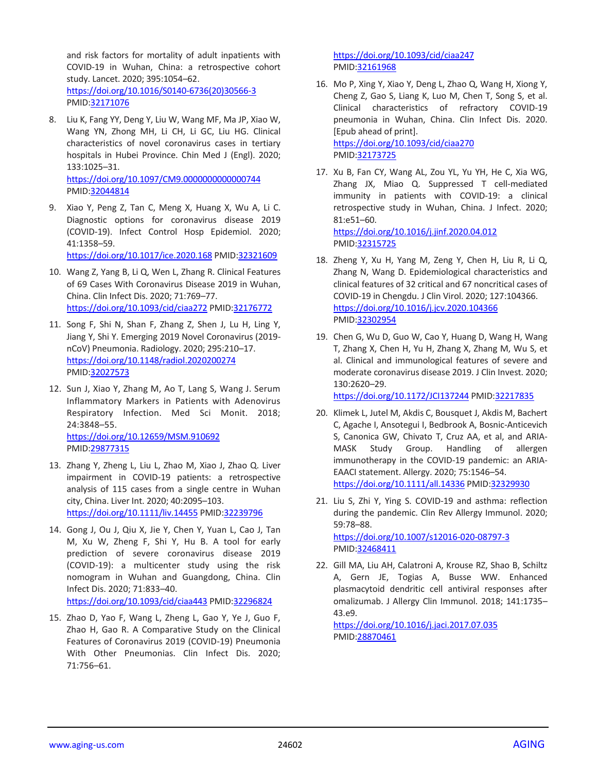and risk factors for mortality of adult inpatients with COVID-19 in Wuhan, China: a retrospective cohort study. Lancet. 2020; 395:1054–62. https://doi.org/10.1016/S0140-6736(20)30566-3 PMID:32171076

8. Liu K, Fang YY, Deng Y, Liu W, Wang MF, Ma JP, Xiao W, Wang YN, Zhong MH, Li CH, Li GC, Liu HG. Clinical characteristics of novel coronavirus cases in tertiary hospitals in Hubei Province. Chin Med J (Engl). 2020; 133:1025–31. https://doi.org/10.1097/CM9.0000000000000744 PMID:32044814

9. Xiao Y, Peng Z, Tan C, Meng X, Huang X, Wu A, Li C. Diagnostic options for coronavirus disease 2019 (COVID-19). Infect Control Hosp Epidemiol. 2020; 41:1358–59. https://doi.org/10.1017/ice.2020.168 PMID:32321609

10. Wang Z, Yang B, Li Q, Wen L, Zhang R. Clinical Features of 69 Cases With Coronavirus Disease 2019 in Wuhan, China. Clin Infect Dis. 2020; 71:769–77. https://doi.org/10.1093/cid/ciaa272 PMID:32176772

11. Song F, Shi N, Shan F, Zhang Z, Shen J, Lu H, Ling Y, Jiang Y, Shi Y. Emerging 2019 Novel Coronavirus (2019-nCoV) Pneumonia. Radiology. 2020; 295:210–17. https://doi.org/10.1148/radiol.2020200274 PMID:32027573

12. Sun J, Xiao Y, Zhang M, Ao T, Lang S, Wang J. Serum Inflammatory Markers in Patients with Adenovirus Respiratory Infection. Med Sci Monit. 2018; 24:3848–55. https://doi.org/10.12659/MSM.910692 PMID:29877315

13. Zhang Y, Zheng L, Liu L, Zhao M, Xiao J, Zhao Q. Liver impairment in COVID-19 patients: a retrospective analysis of 115 cases from a single centre in Wuhan city, China. Liver Int. 2020; 40:2095–103. https://doi.org/10.1111/liv.14455 PMID:32239796

14. Gong J, Ou J, Qiu X, Jie Y, Chen Y, Yuan L, Cao J, Tan M, Xu W, Zheng F, Shi Y, Hu B. A tool for early prediction of severe coronavirus disease 2019 (COVID-19): a multicenter study using the risk nomogram in Wuhan and Guangdong, China. Clin Infect Dis. 2020; 71:833–40. https://doi.org/10.1093/cid/ciaa443 PMID:32296824

15. Zhao D, Yao F, Wang L, Zheng L, Gao Y, Ye J, Guo F, Zhao H, Gao R. A Comparative Study on the Clinical Features of Coronavirus 2019 (COVID-19) Pneumonia With Other Pneumonias. Clin Infect Dis. 2020; 71:756–61. https://doi.org/10.1093/cid/ciaa247 PMID:32161968

16. Mo P, Xing Y, Xiao Y, Deng L, Zhao Q, Wang H, Xiong Y, Cheng Z, Gao S, Liang K, Luo M, Chen T, Song S, et al. Clinical characteristics of refractory COVID-19 pneumonia in Wuhan, China. Clin Infect Dis. 2020. [Epub ahead of print]. https://doi.org/10.1093/cid/ciaa270 PMID:32173725

17. Xu B, Fan CY, Wang AL, Zou YL, Yu YH, He C, Xia WG, Zhang JX, Miao Q. Suppressed T cell-mediated immunity in patients with COVID-19: a clinical retrospective study in Wuhan, China. J Infect. 2020; 81:e51–60. https://doi.org/10.1016/j.jinf.2020.04.012 PMID:32315725

18. Zheng Y, Xu H, Yang M, Zeng Y, Chen H, Liu R, Li Q, Zhang N, Wang D. Epidemiological characteristics and clinical features of 32 critical and 67 noncritical cases of COVID-19 in Chengdu. J Clin Virol. 2020; 127:104366. https://doi.org/10.1016/j.jcv.2020.104366 PMID:32302954

19. Chen G, Wu D, Guo W, Cao Y, Huang D, Wang H, Wang T, Zhang X, Chen H, Yu H, Zhang X, Zhang M, Wu S, et al. Clinical and immunological features of severe and moderate coronavirus disease 2019. J Clin Invest. 2020; 130:2620–29. https://doi.org/10.1172/JCI137244 PMID:32217835

20. Klimek L, Jutel M, Akdis C, Bousquet J, Akdis M, Bachert C, Agache I, Ansotegui I, Bedbrook A, Bosnic-Anticevich S, Canonica GW, Chivato T, Cruz AA, et al, and ARIA-MASK Study Group. Handling of allergen immunotherapy in the COVID-19 pandemic: an ARIA-EAACI statement. Allergy. 2020; 75:1546–54. https://doi.org/10.1111/all.14336 PMID:32329930

21. Liu S, Zhi Y, Ying S. COVID-19 and asthma: reflection during the pandemic. Clin Rev Allergy Immunol. 2020; 59:78–88. https://doi.org/10.1007/s12016-020-08797-3 PMID:32468411

22. Gill MA, Liu AH, Calatroni A, Krouse RZ, Shao B, Schiltz A, Gern JE, Togias A, Busse WW. Enhanced plasmacytoid dendritic cell antiviral responses after omalizumab. J Allergy Clin Immunol. 2018; 141:1735–43.e9. https://doi.org/10.1016/j.jaci.2017.07.035 PMID:28870461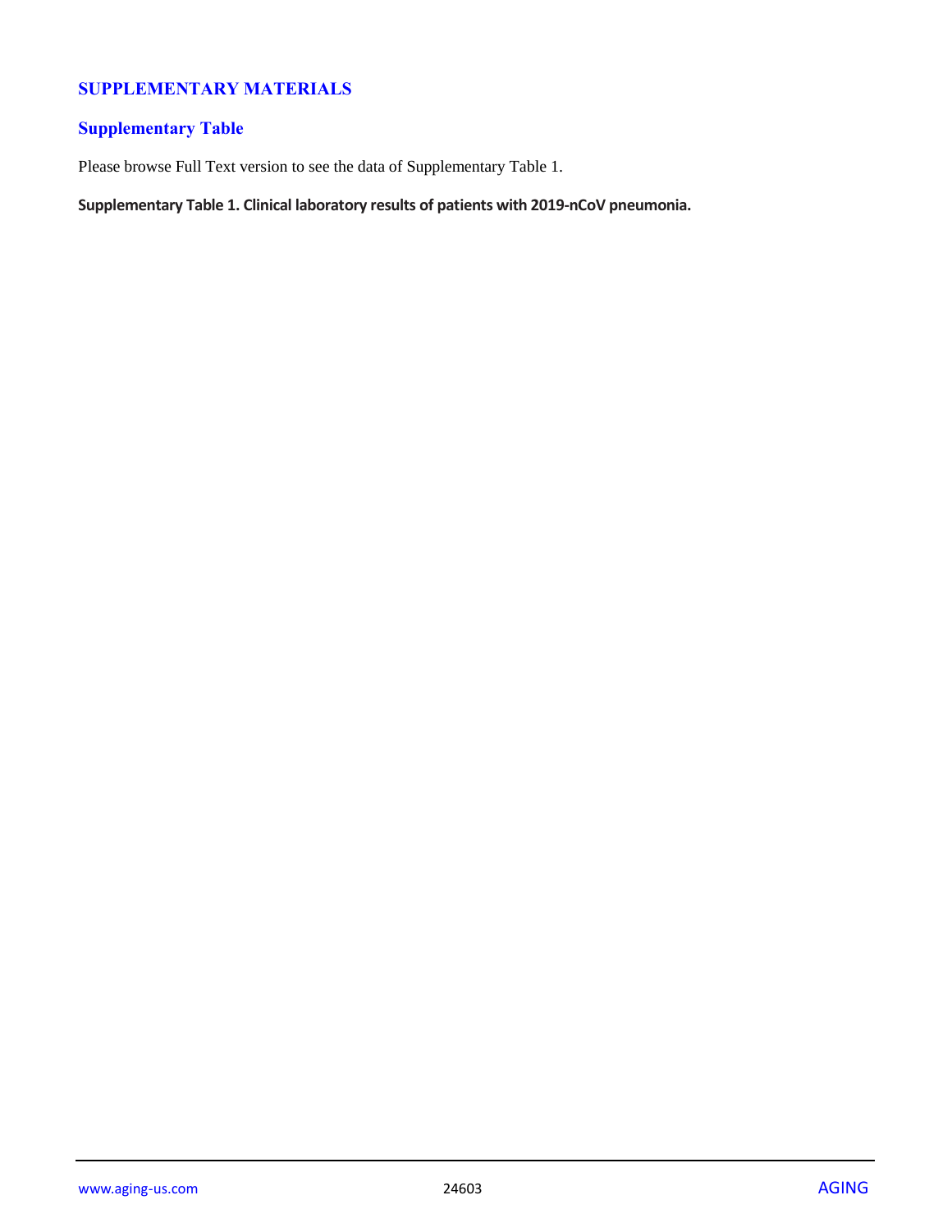## SUPPLEMENTARY MATERIALS

### Supplementary Table

Please browse Full Text version to see the data of Supplementary Table 1.

**Supplementary Table 1. Clinical laboratory results of patients with 2019-nCoV pneumonia.**